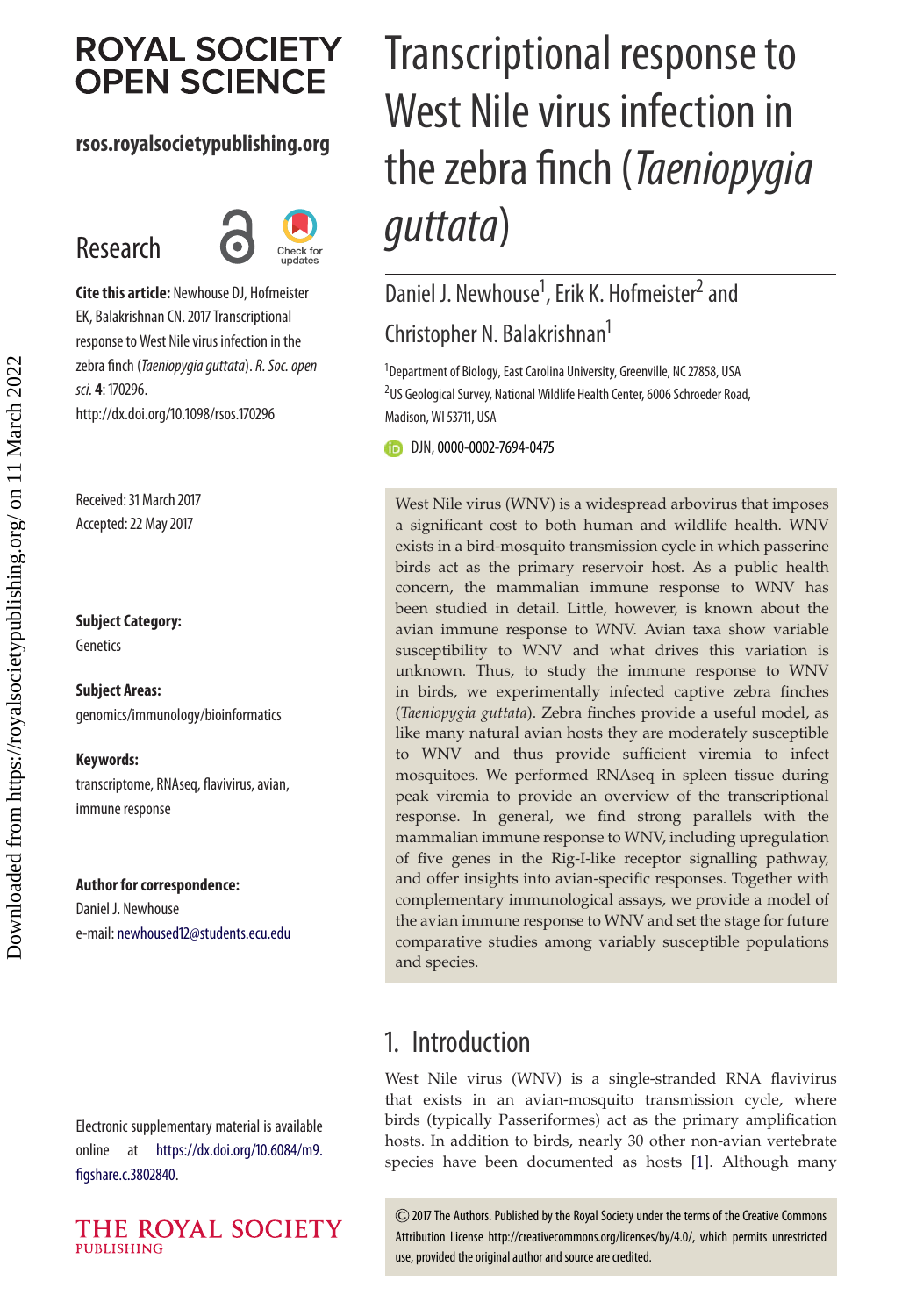# Transcriptional response to West Nile virus infection in the zebra finch (*Taeniopygia guttata*)

Daniel J. Newhouse[1], Erik K. Hofmeister[2] and Christopher N. Balakrishnan[1]

[1]Department of Biology, East Carolina University, Greenville, NC 27858, USA
[2]US Geological Survey, National Wildlife Health Center, 6006 Schroeder Road, Madison, WI 53711, USA

DJN, 0000-0002-7694-0475

**Research**

**Cite this article:** Newhouse DJ, Hofmeister EK, Balakrishnan CN. 2017 Transcriptional response to West Nile virus infection in the zebra finch (*Taeniopygia guttata*). *R. Soc. open sci.* **4**: 170296.
http://dx.doi.org/10.1098/rsos.170296

Received: 31 March 2017
Accepted: 22 May 2017

**Subject Category:**
Genetics

**Subject Areas:**
genomics/immunology/bioinformatics

**Keywords:**
transcriptome, RNAseq, flavivirus, avian, immune response

**Author for correspondence:**
Daniel J. Newhouse
e-mail: newhoused12@students.ecu.edu

Electronic supplementary material is available online at https://dx.doi.org/10.6084/m9.figshare.c.3802840.

West Nile virus (WNV) is a widespread arbovirus that imposes a significant cost to both human and wildlife health. WNV exists in a bird-mosquito transmission cycle in which passerine birds act as the primary reservoir host. As a public health concern, the mammalian immune response to WNV has been studied in detail. Little, however, is known about the avian immune response to WNV. Avian taxa show variable susceptibility to WNV and what drives this variation is unknown. Thus, to study the immune response to WNV in birds, we experimentally infected captive zebra finches (*Taeniopygia guttata*). Zebra finches provide a useful model, as like many natural avian hosts they are moderately susceptible to WNV and thus provide sufficient viremia to infect mosquitoes. We performed RNAseq in spleen tissue during peak viremia to provide an overview of the transcriptional response. In general, we find strong parallels with the mammalian immune response to WNV, including upregulation of five genes in the Rig-I-like receptor signalling pathway, and offer insights into avian-specific responses. Together with complementary immunological assays, we provide a model of the avian immune response to WNV and set the stage for future comparative studies among variably susceptible populations and species.

## 1. Introduction

West Nile virus (WNV) is a single-stranded RNA flavivirus that exists in an avian-mosquito transmission cycle, where birds (typically Passeriformes) act as the primary amplification hosts. In addition to birds, nearly 30 other non-avian vertebrate species have been documented as hosts [1]. Although many

© 2017 The Authors. Published by the Royal Society under the terms of the Creative Commons Attribution License http://creativecommons.org/licenses/by/4.0/, which permits unrestricted use, provided the original author and source are credited.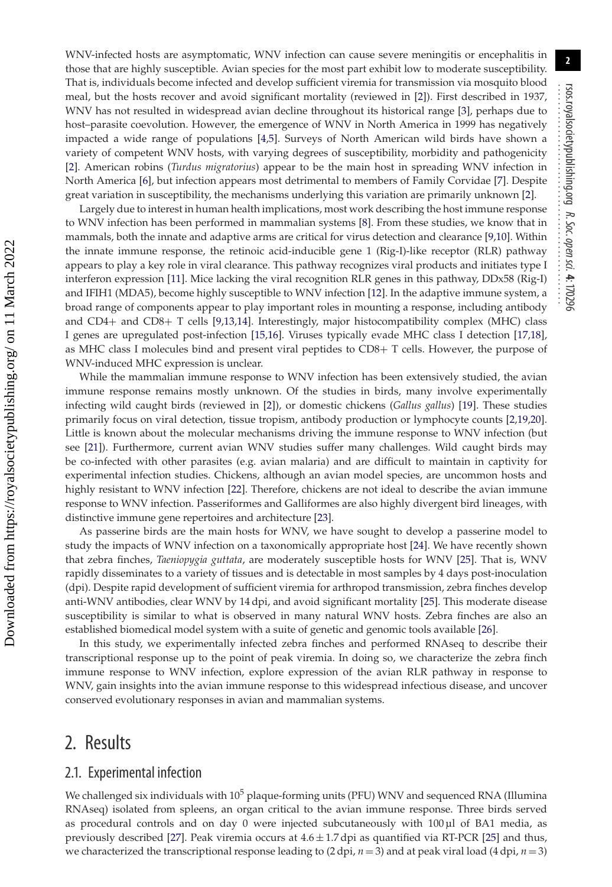WNV-infected hosts are asymptomatic, WNV infection can cause severe meningitis or encephalitis in those that are highly susceptible. Avian species for the most part exhibit low to moderate susceptibility. That is, individuals become infected and develop sufficient viremia for transmission via mosquito blood meal, but the hosts recover and avoid significant mortality (reviewed in [2]). First described in 1937, WNV has not resulted in widespread avian decline throughout its historical range [3], perhaps due to host–parasite coevolution. However, the emergence of WNV in North America in 1999 has negatively impacted a wide range of populations [4,5]. Surveys of North American wild birds have shown a variety of competent WNV hosts, with varying degrees of susceptibility, morbidity and pathogenicity [2]. American robins (*Turdus migratorius*) appear to be the main host in spreading WNV infection in North America [6], but infection appears most detrimental to members of Family Corvidae [7]. Despite great variation in susceptibility, the mechanisms underlying this variation are primarily unknown [2].

Largely due to interest in human health implications, most work describing the host immune response to WNV infection has been performed in mammalian systems [8]. From these studies, we know that in mammals, both the innate and adaptive arms are critical for virus detection and clearance [9,10]. Within the innate immune response, the retinoic acid-inducible gene 1 (Rig-I)-like receptor (RLR) pathway appears to play a key role in viral clearance. This pathway recognizes viral products and initiates type I interferon expression [11]. Mice lacking the viral recognition RLR genes in this pathway, DDx58 (Rig-I) and IFIH1 (MDA5), become highly susceptible to WNV infection [12]. In the adaptive immune system, a broad range of components appear to play important roles in mounting a response, including antibody and CD4+ and CD8+ T cells [9,13,14]. Interestingly, major histocompatibility complex (MHC) class I genes are upregulated post-infection [15,16]. Viruses typically evade MHC class I detection [17,18], as MHC class I molecules bind and present viral peptides to CD8+ T cells. However, the purpose of WNV-induced MHC expression is unclear.

While the mammalian immune response to WNV infection has been extensively studied, the avian immune response remains mostly unknown. Of the studies in birds, many involve experimentally infecting wild caught birds (reviewed in [2]), or domestic chickens (*Gallus gallus*) [19]. These studies primarily focus on viral detection, tissue tropism, antibody production or lymphocyte counts [2,19,20]. Little is known about the molecular mechanisms driving the immune response to WNV infection (but see [21]). Furthermore, current avian WNV studies suffer many challenges. Wild caught birds may be co-infected with other parasites (e.g. avian malaria) and are difficult to maintain in captivity for experimental infection studies. Chickens, although an avian model species, are uncommon hosts and highly resistant to WNV infection [22]. Therefore, chickens are not ideal to describe the avian immune response to WNV infection. Passeriformes and Galliformes are also highly divergent bird lineages, with distinctive immune gene repertoires and architecture [23].

As passerine birds are the main hosts for WNV, we have sought to develop a passerine model to study the impacts of WNV infection on a taxonomically appropriate host [24]. We have recently shown that zebra finches, *Taeniopygia guttata*, are moderately susceptible hosts for WNV [25]. That is, WNV rapidly disseminates to a variety of tissues and is detectable in most samples by 4 days post-inoculation (dpi). Despite rapid development of sufficient viremia for arthropod transmission, zebra finches develop anti-WNV antibodies, clear WNV by 14 dpi, and avoid significant mortality [25]. This moderate disease susceptibility is similar to what is observed in many natural WNV hosts. Zebra finches are also an established biomedical model system with a suite of genetic and genomic tools available [26].

In this study, we experimentally infected zebra finches and performed RNAseq to describe their transcriptional response up to the point of peak viremia. In doing so, we characterize the zebra finch immune response to WNV infection, explore expression of the avian RLR pathway in response to WNV, gain insights into the avian immune response to this widespread infectious disease, and uncover conserved evolutionary responses in avian and mammalian systems.

## 2. Results

### 2.1. Experimental infection

We challenged six individuals with $10^5$ plaque-forming units (PFU) WNV and sequenced RNA (Illumina RNAseq) isolated from spleens, an organ critical to the avian immune response. Three birds served as procedural controls and on day 0 were injected subcutaneously with 100 µl of BA1 media, as previously described [27]. Peak viremia occurs at $4.6 \pm 1.7$ dpi as quantified via RT-PCR [25] and thus, we characterized the transcriptional response leading to (2 dpi, $n = 3$) and at peak viral load (4 dpi, $n = 3$)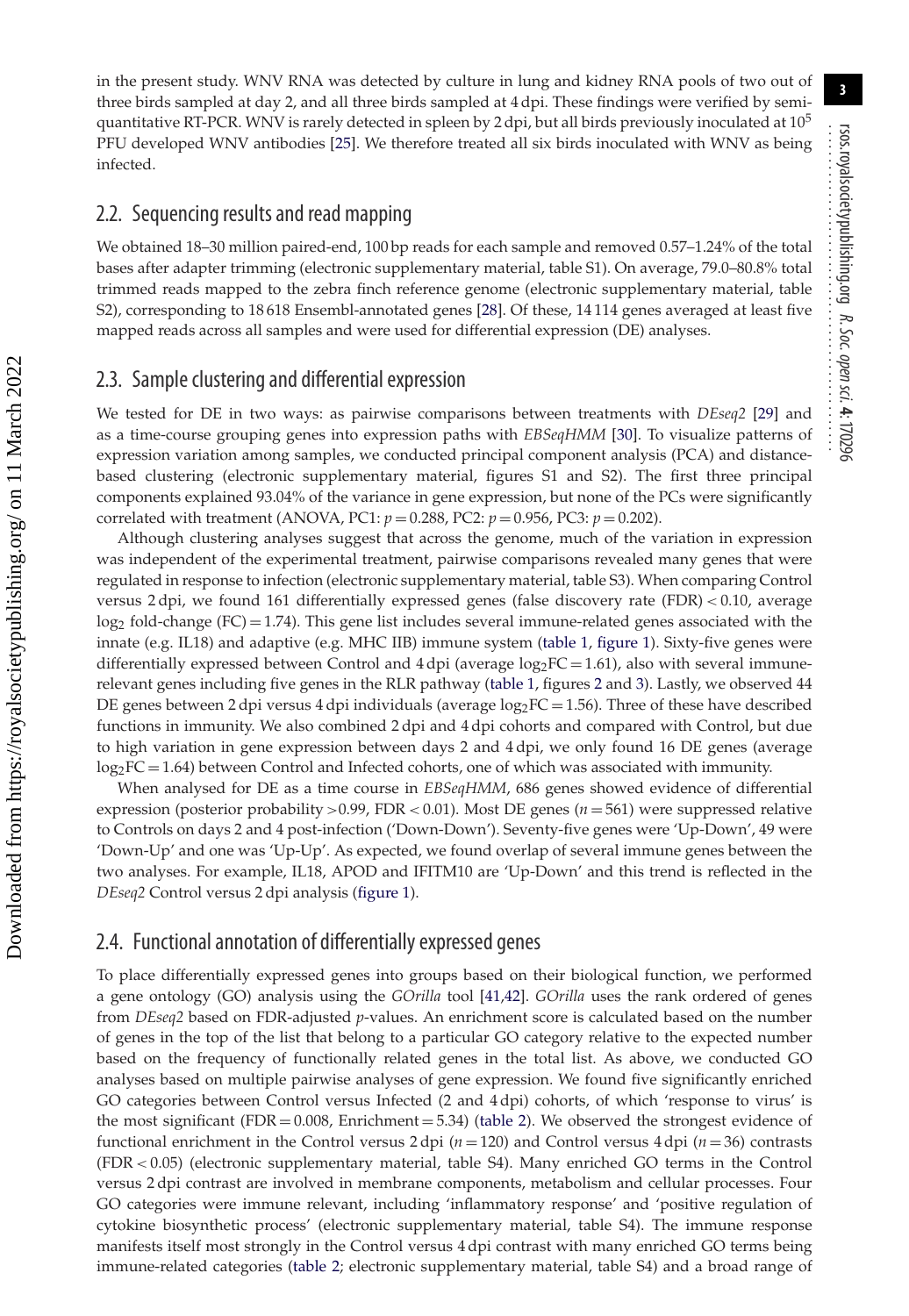in the present study. WNV RNA was detected by culture in lung and kidney RNA pools of two out of three birds sampled at day 2, and all three birds sampled at 4 dpi. These findings were verified by semi-quantitative RT-PCR. WNV is rarely detected in spleen by 2 dpi, but all birds previously inoculated at $10^5$ PFU developed WNV antibodies [25]. We therefore treated all six birds inoculated with WNV as being infected.

## 2.2. Sequencing results and read mapping

We obtained 18–30 million paired-end, 100 bp reads for each sample and removed 0.57–1.24% of the total bases after adapter trimming (electronic supplementary material, table S1). On average, 79.0–80.8% total trimmed reads mapped to the zebra finch reference genome (electronic supplementary material, table S2), corresponding to 18 618 Ensembl-annotated genes [28]. Of these, 14 114 genes averaged at least five mapped reads across all samples and were used for differential expression (DE) analyses.

## 2.3. Sample clustering and differential expression

We tested for DE in two ways: as pairwise comparisons between treatments with *DEseq2* [29] and as a time-course grouping genes into expression paths with *EBSeqHMM* [30]. To visualize patterns of expression variation among samples, we conducted principal component analysis (PCA) and distance-based clustering (electronic supplementary material, figures S1 and S2). The first three principal components explained 93.04% of the variance in gene expression, but none of the PCs were significantly correlated with treatment (ANOVA, PC1: $p = 0.288$, PC2: $p = 0.956$, PC3: $p = 0.202$).

Although clustering analyses suggest that across the genome, much of the variation in expression was independent of the experimental treatment, pairwise comparisons revealed many genes that were regulated in response to infection (electronic supplementary material, table S3). When comparing Control versus 2 dpi, we found 161 differentially expressed genes (false discovery rate (FDR) $< 0.10$, average $\log_2$ fold-change (FC) $= 1.74$). This gene list includes several immune-related genes associated with the innate (e.g. IL18) and adaptive (e.g. MHC IIB) immune system (table 1, figure 1). Sixty-five genes were differentially expressed between Control and 4 dpi (average $\log_2\text{FC} = 1.61$), also with several immune-relevant genes including five genes in the RLR pathway (table 1, figures 2 and 3). Lastly, we observed 44 DE genes between 2 dpi versus 4 dpi individuals (average $\log_2\text{FC} = 1.56$). Three of these have described functions in immunity. We also combined 2 dpi and 4 dpi cohorts and compared with Control, but due to high variation in gene expression between days 2 and 4 dpi, we only found 16 DE genes (average $\log_2\text{FC} = 1.64$) between Control and Infected cohorts, one of which was associated with immunity.

When analysed for DE as a time course in *EBSeqHMM*, 686 genes showed evidence of differential expression (posterior probability $>0.99$, FDR $< 0.01$). Most DE genes ($n = 561$) were suppressed relative to Controls on days 2 and 4 post-infection ('Down-Down'). Seventy-five genes were 'Up-Down', 49 were 'Down-Up' and one was 'Up-Up'. As expected, we found overlap of several immune genes between the two analyses. For example, IL18, APOD and IFITM10 are 'Up-Down' and this trend is reflected in the *DEseq2* Control versus 2 dpi analysis (figure 1).

## 2.4. Functional annotation of differentially expressed genes

To place differentially expressed genes into groups based on their biological function, we performed a gene ontology (GO) analysis using the *GOrilla* tool [41,42]. *GOrilla* uses the rank ordered of genes from *DEseq2* based on FDR-adjusted *p*-values. An enrichment score is calculated based on the number of genes in the top of the list that belong to a particular GO category relative to the expected number based on the frequency of functionally related genes in the total list. As above, we conducted GO analyses based on multiple pairwise analyses of gene expression. We found five significantly enriched GO categories between Control versus Infected (2 and 4 dpi) cohorts, of which 'response to virus' is the most significant (FDR $= 0.008$, Enrichment $= 5.34$) (table 2). We observed the strongest evidence of functional enrichment in the Control versus 2 dpi ($n = 120$) and Control versus 4 dpi ($n = 36$) contrasts (FDR $< 0.05$) (electronic supplementary material, table S4). Many enriched GO terms in the Control versus 2 dpi contrast are involved in membrane components, metabolism and cellular processes. Four GO categories were immune relevant, including 'inflammatory response' and 'positive regulation of cytokine biosynthetic process' (electronic supplementary material, table S4). The immune response manifests itself most strongly in the Control versus 4 dpi contrast with many enriched GO terms being immune-related categories (table 2; electronic supplementary material, table S4) and a broad range of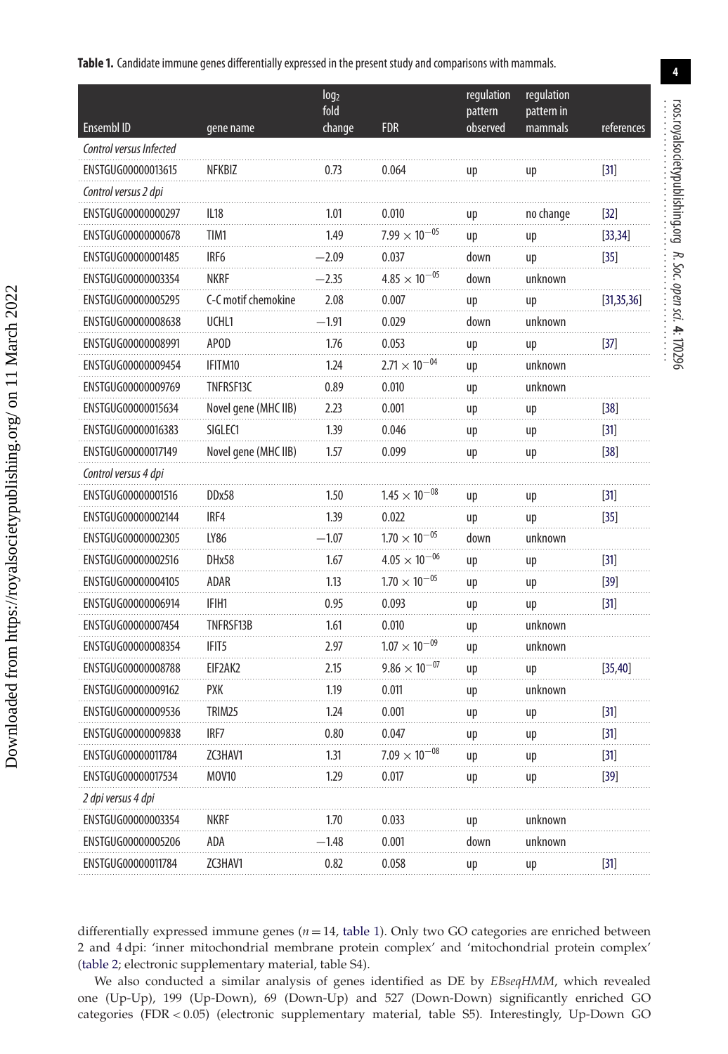**Table 1.** Candidate immune genes differentially expressed in the present study and comparisons with mammals.

| Ensembl ID | gene name | $\log_2$ fold change | FDR | regulation pattern observed | regulation pattern in mammals | references |
|---|---|---|---|---|---|---|
| *Control versus Infected* | | | | | | |
| ENSTGUG00000013615 | NFKBIZ | 0.73 | 0.064 | up | up | [31] |
| *Control versus 2 dpi* | | | | | | |
| ENSTGUG00000000297 | IL18 | 1.01 | 0.010 | up | no change | [32] |
| ENSTGUG00000000678 | TIM1 | 1.49 | $7.99 \times 10^{-05}$ | up | up | [33,34] |
| ENSTGUG00000001485 | IRF6 | −2.09 | 0.037 | down | up | [35] |
| ENSTGUG00000003354 | NKRF | −2.35 | $4.85 \times 10^{-05}$ | down | unknown | |
| ENSTGUG00000005295 | C-C motif chemokine | 2.08 | 0.007 | up | up | [31,35,36] |
| ENSTGUG00000008638 | UCHL1 | −1.91 | 0.029 | down | unknown | |
| ENSTGUG00000008991 | APOD | 1.76 | 0.053 | up | up | [37] |
| ENSTGUG00000009454 | IFITM10 | 1.24 | $2.71 \times 10^{-04}$ | up | unknown | |
| ENSTGUG00000009769 | TNFRSF13C | 0.89 | 0.010 | up | unknown | |
| ENSTGUG00000015634 | Novel gene (MHC IIB) | 2.23 | 0.001 | up | up | [38] |
| ENSTGUG00000016383 | SIGLEC1 | 1.39 | 0.046 | up | up | [31] |
| ENSTGUG00000017149 | Novel gene (MHC IIB) | 1.57 | 0.099 | up | up | [38] |
| *Control versus 4 dpi* | | | | | | |
| ENSTGUG00000001516 | DDx58 | 1.50 | $1.45 \times 10^{-08}$ | up | up | [31] |
| ENSTGUG00000002144 | IRF4 | 1.39 | 0.022 | up | up | [35] |
| ENSTGUG00000002305 | LY86 | −1.07 | $1.70 \times 10^{-05}$ | down | unknown | |
| ENSTGUG00000002516 | DHx58 | 1.67 | $4.05 \times 10^{-06}$ | up | up | [31] |
| ENSTGUG00000004105 | ADAR | 1.13 | $1.70 \times 10^{-05}$ | up | up | [39] |
| ENSTGUG00000006914 | IFIH1 | 0.95 | 0.093 | up | up | [31] |
| ENSTGUG00000007454 | TNFRSF13B | 1.61 | 0.010 | up | unknown | |
| ENSTGUG00000008354 | IFIT5 | 2.97 | $1.07 \times 10^{-09}$ | up | unknown | |
| ENSTGUG00000008788 | EIF2AK2 | 2.15 | $9.86 \times 10^{-07}$ | up | up | [35,40] |
| ENSTGUG00000009162 | PXK | 1.19 | 0.011 | up | unknown | |
| ENSTGUG00000009536 | TRIM25 | 1.24 | 0.001 | up | up | [31] |
| ENSTGUG00000009838 | IRF7 | 0.80 | 0.047 | up | up | [31] |
| ENSTGUG00000011784 | ZC3HAV1 | 1.31 | $7.09 \times 10^{-08}$ | up | up | [31] |
| ENSTGUG00000017534 | MOV10 | 1.29 | 0.017 | up | up | [39] |
| *2 dpi versus 4 dpi* | | | | | | |
| ENSTGUG00000003354 | NKRF | 1.70 | 0.033 | up | unknown | |
| ENSTGUG00000005206 | ADA | −1.48 | 0.001 | down | unknown | |
| ENSTGUG00000011784 | ZC3HAV1 | 0.82 | 0.058 | up | up | [31] |

differentially expressed immune genes ($n = 14$, table 1). Only two GO categories are enriched between 2 and 4 dpi: 'inner mitochondrial membrane protein complex' and 'mitochondrial protein complex' (table 2; electronic supplementary material, table S4).

We also conducted a similar analysis of genes identified as DE by *EBseqHMM*, which revealed one (Up-Up), 199 (Up-Down), 69 (Down-Up) and 527 (Down-Down) significantly enriched GO categories (FDR < 0.05) (electronic supplementary material, table S5). Interestingly, Up-Down GO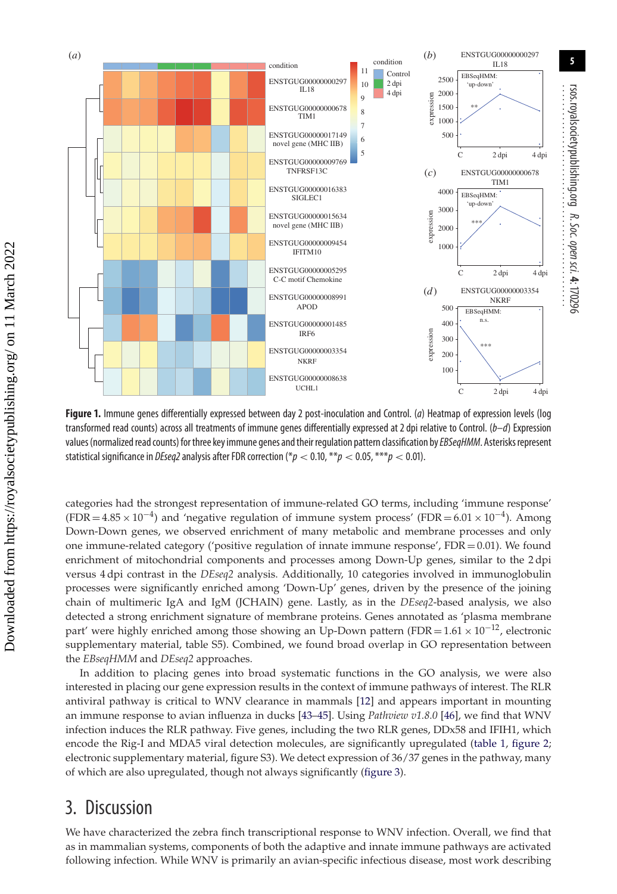**Figure 1.** Immune genes differentially expressed between day 2 post-inoculation and Control. (*a*) Heatmap of expression levels (log transformed read counts) across all treatments of immune genes differentially expressed at 2 dpi relative to Control. (*b–d*) Expression values (normalized read counts) for three key immune genes and their regulation pattern classification by *EBSeqHMM*. Asterisks represent statistical significance in *DEseq2* analysis after FDR correction (\*$p < 0.10$, \*\*$p < 0.05$, \*\*\*$p < 0.01$).

categories had the strongest representation of immune-related GO terms, including 'immune response' (FDR = $4.85 \times 10^{-4}$) and 'negative regulation of immune system process' (FDR = $6.01 \times 10^{-4}$). Among Down-Down genes, we observed enrichment of many metabolic and membrane processes and only one immune-related category ('positive regulation of innate immune response', FDR = 0.01). We found enrichment of mitochondrial components and processes among Down-Up genes, similar to the 2 dpi versus 4 dpi contrast in the *DEseq2* analysis. Additionally, 10 categories involved in immunoglobulin processes were significantly enriched among 'Down-Up' genes, driven by the presence of the joining chain of multimeric IgA and IgM (JCHAIN) gene. Lastly, as in the *DEseq2*-based analysis, we also detected a strong enrichment signature of membrane proteins. Genes annotated as 'plasma membrane part' were highly enriched among those showing an Up-Down pattern (FDR = $1.61 \times 10^{-12}$, electronic supplementary material, table S5). Combined, we found broad overlap in GO representation between the *EBseqHMM* and *DEseq2* approaches.

In addition to placing genes into broad systematic functions in the GO analysis, we were also interested in placing our gene expression results in the context of immune pathways of interest. The RLR antiviral pathway is critical to WNV clearance in mammals [12] and appears important in mounting an immune response to avian influenza in ducks [43–45]. Using *Pathview v1.8.0* [46], we find that WNV infection induces the RLR pathway. Five genes, including the two RLR genes, DDx58 and IFIH1, which encode the Rig-I and MDA5 viral detection molecules, are significantly upregulated (table 1, figure 2; electronic supplementary material, figure S3). We detect expression of 36/37 genes in the pathway, many of which are also upregulated, though not always significantly (figure 3).

# 3. Discussion

We have characterized the zebra finch transcriptional response to WNV infection. Overall, we find that as in mammalian systems, components of both the adaptive and innate immune pathways are activated following infection. While WNV is primarily an avian-specific infectious disease, most work describing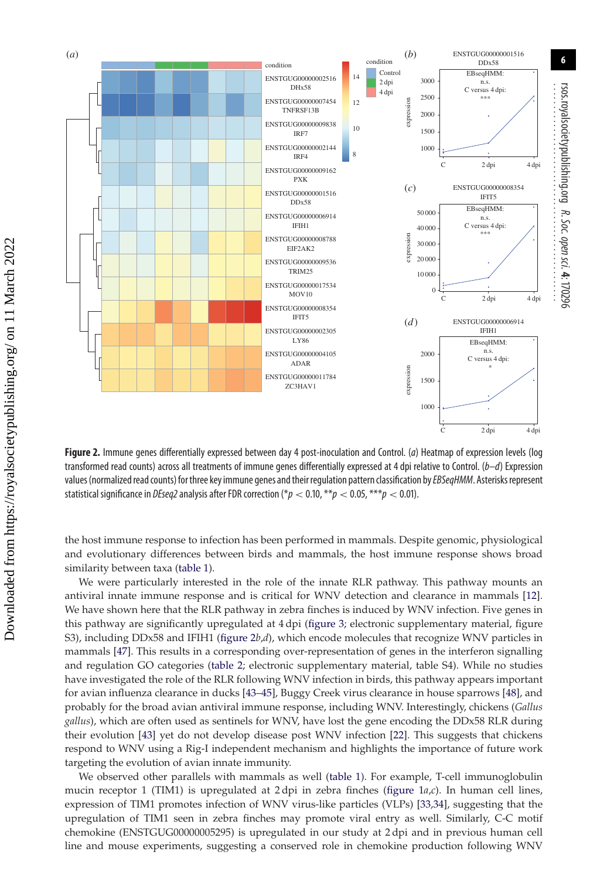**Figure 2.** Immune genes differentially expressed between day 4 post-inoculation and Control. (*a*) Heatmap of expression levels (log transformed read counts) across all treatments of immune genes differentially expressed at 4 dpi relative to Control. (*b*–*d*) Expression values (normalized read counts) for three key immune genes and their regulation pattern classification by *EBSeqHMM*. Asterisks represent statistical significance in *DEseq2* analysis after FDR correction (*$p < 0.10$, **$p < 0.05$, ***$p < 0.01$).

the host immune response to infection has been performed in mammals. Despite genomic, physiological and evolutionary differences between birds and mammals, the host immune response shows broad similarity between taxa (table 1).

We were particularly interested in the role of the innate RLR pathway. This pathway mounts an antiviral innate immune response and is critical for WNV detection and clearance in mammals [12]. We have shown here that the RLR pathway in zebra finches is induced by WNV infection. Five genes in this pathway are significantly upregulated at 4 dpi (figure 3; electronic supplementary material, figure S3), including DDx58 and IFIH1 (figure 2*b*,*d*), which encode molecules that recognize WNV particles in mammals [47]. This results in a corresponding over-representation of genes in the interferon signalling and regulation GO categories (table 2; electronic supplementary material, table S4). While no studies have investigated the role of the RLR following WNV infection in birds, this pathway appears important for avian influenza clearance in ducks [43–45], Buggy Creek virus clearance in house sparrows [48], and probably for the broad avian antiviral immune response, including WNV. Interestingly, chickens (*Gallus gallus*), which are often used as sentinels for WNV, have lost the gene encoding the DDx58 RLR during their evolution [43] yet do not develop disease post WNV infection [22]. This suggests that chickens respond to WNV using a Rig-I independent mechanism and highlights the importance of future work targeting the evolution of avian innate immunity.

We observed other parallels with mammals as well (table 1). For example, T-cell immunoglobulin mucin receptor 1 (TIM1) is upregulated at 2 dpi in zebra finches (figure 1*a*,*c*). In human cell lines, expression of TIM1 promotes infection of WNV virus-like particles (VLPs) [33,34], suggesting that the upregulation of TIM1 seen in zebra finches may promote viral entry as well. Similarly, C-C motif chemokine (ENSTGUG00000005295) is upregulated in our study at 2 dpi and in previous human cell line and mouse experiments, suggesting a conserved role in chemokine production following WNV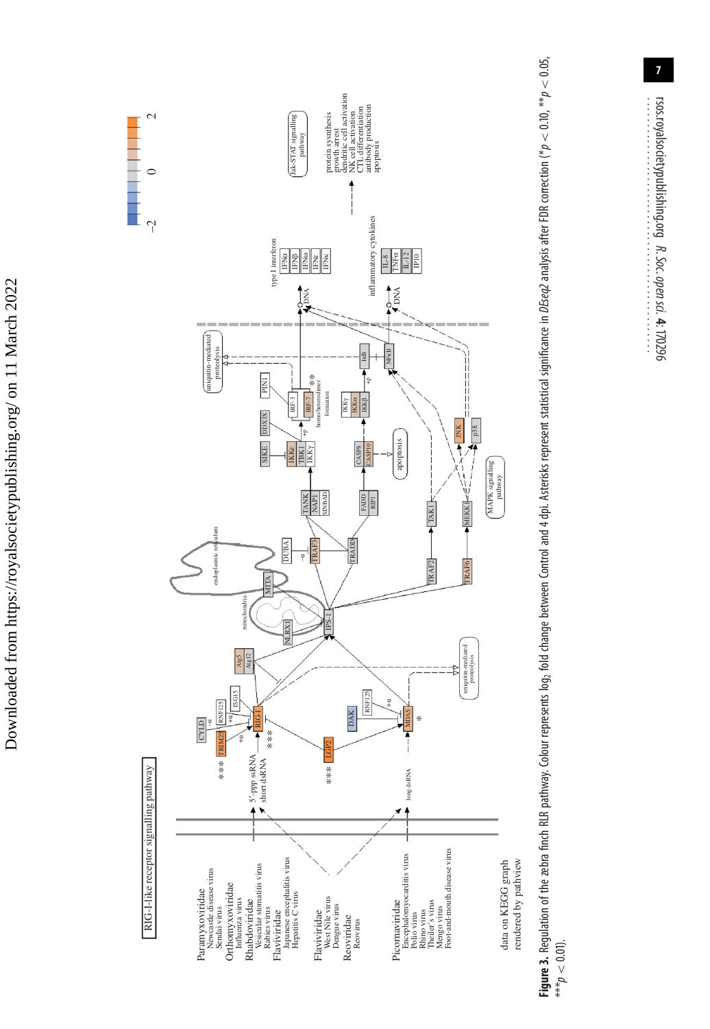**Figure 3.** Regulation of the zebra finch RLR pathway. Colour represents $\log_2$ fold change between Control and 4 dpi. Asterisks represent statistical significance after FDR correction in *DESeq2* analysis after FDR correction (\*$p < 0.10$, \*\*$p < 0.05$, \*\*\*$p < 0.01$).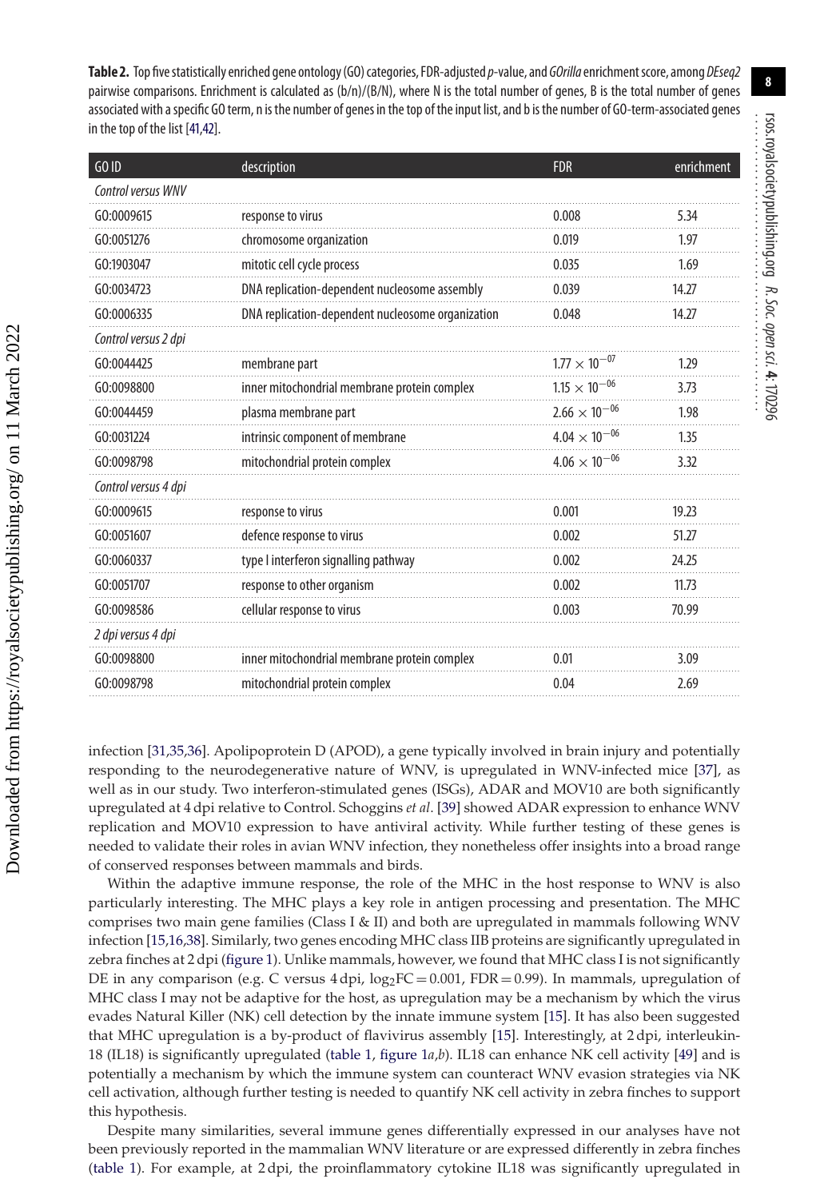**Table 2.** Top five statistically enriched gene ontology (GO) categories, FDR-adjusted *p*-value, and *GOrilla* enrichment score, among *DEseq2* pairwise comparisons. Enrichment is calculated as (b/n)/(B/N), where N is the total number of genes, B is the total number of genes associated with a specific GO term, n is the number of genes in the top of the input list, and b is the number of GO-term-associated genes in the top of the list [41,42].

| GO ID | description | FDR | enrichment |
|---|---|---|---|
| *Control versus WNV* | | | |
| GO:0009615 | response to virus | 0.008 | 5.34 |
| GO:0051276 | chromosome organization | 0.019 | 1.97 |
| GO:1903047 | mitotic cell cycle process | 0.035 | 1.69 |
| GO:0034723 | DNA replication-dependent nucleosome assembly | 0.039 | 14.27 |
| GO:0006335 | DNA replication-dependent nucleosome organization | 0.048 | 14.27 |
| *Control versus 2 dpi* | | | |
| GO:0044425 | membrane part | $1.77 \times 10^{-07}$ | 1.29 |
| GO:0098800 | inner mitochondrial membrane protein complex | $1.15 \times 10^{-06}$ | 3.73 |
| GO:0044459 | plasma membrane part | $2.66 \times 10^{-06}$ | 1.98 |
| GO:0031224 | intrinsic component of membrane | $4.04 \times 10^{-06}$ | 1.35 |
| GO:0098798 | mitochondrial protein complex | $4.06 \times 10^{-06}$ | 3.32 |
| *Control versus 4 dpi* | | | |
| GO:0009615 | response to virus | 0.001 | 19.23 |
| GO:0051607 | defence response to virus | 0.002 | 51.27 |
| GO:0060337 | type I interferon signalling pathway | 0.002 | 24.25 |
| GO:0051707 | response to other organism | 0.002 | 11.73 |
| GO:0098586 | cellular response to virus | 0.003 | 70.99 |
| *2 dpi versus 4 dpi* | | | |
| GO:0098800 | inner mitochondrial membrane protein complex | 0.01 | 3.09 |
| GO:0098798 | mitochondrial protein complex | 0.04 | 2.69 |

infection [31,35,36]. Apolipoprotein D (APOD), a gene typically involved in brain injury and potentially responding to the neurodegenerative nature of WNV, is upregulated in WNV-infected mice [37], as well as in our study. Two interferon-stimulated genes (ISGs), ADAR and MOV10 are both significantly upregulated at 4 dpi relative to Control. Schoggins *et al*. [39] showed ADAR expression to enhance WNV replication and MOV10 expression to have antiviral activity. While further testing of these genes is needed to validate their roles in avian WNV infection, they nonetheless offer insights into a broad range of conserved responses between mammals and birds.

Within the adaptive immune response, the role of the MHC in the host response to WNV is also particularly interesting. The MHC plays a key role in antigen processing and presentation. The MHC comprises two main gene families (Class I & II) and both are upregulated in mammals following WNV infection [15,16,38]. Similarly, two genes encoding MHC class IIB proteins are significantly upregulated in zebra finches at 2 dpi (figure 1). Unlike mammals, however, we found that MHC class I is not significantly DE in any comparison (e.g. C versus 4 dpi, $\log_2\text{FC} = 0.001$, $\text{FDR} = 0.99$). In mammals, upregulation of MHC class I may not be adaptive for the host, as upregulation may be a mechanism by which the virus evades Natural Killer (NK) cell detection by the innate immune system [15]. It has also been suggested that MHC upregulation is a by-product of flavivirus assembly [15]. Interestingly, at 2 dpi, interleukin-18 (IL18) is significantly upregulated (table 1, figure 1*a*,*b*). IL18 can enhance NK cell activity [49] and is potentially a mechanism by which the immune system can counteract WNV evasion strategies via NK cell activation, although further testing is needed to quantify NK cell activity in zebra finches to support this hypothesis.

Despite many similarities, several immune genes differentially expressed in our analyses have not been previously reported in the mammalian WNV literature or are expressed differently in zebra finches (table 1). For example, at 2 dpi, the proinflammatory cytokine IL18 was significantly upregulated in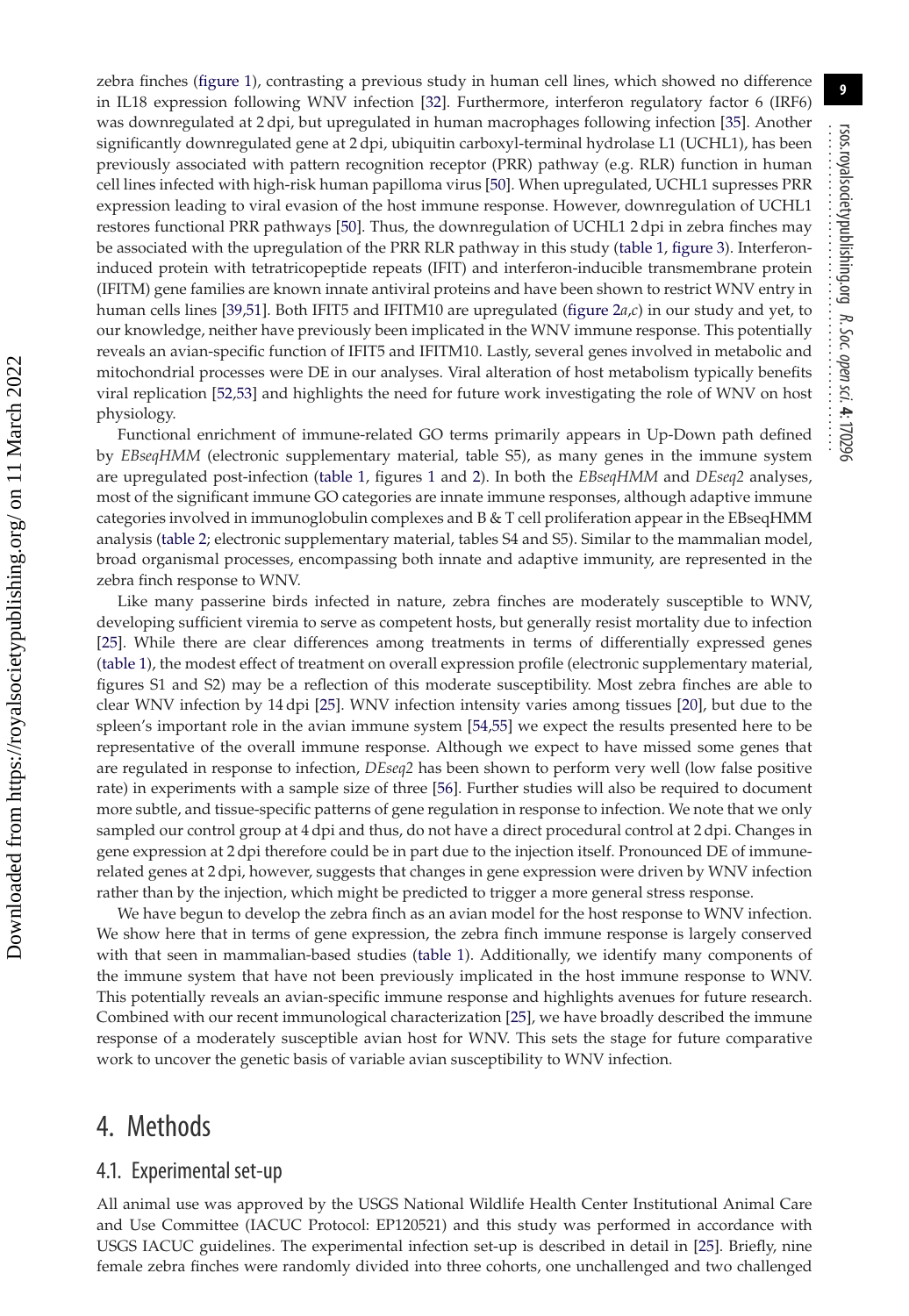zebra finches (figure 1), contrasting a previous study in human cell lines, which showed no difference in IL18 expression following WNV infection [32]. Furthermore, interferon regulatory factor 6 (IRF6) was downregulated at 2 dpi, but upregulated in human macrophages following infection [35]. Another significantly downregulated gene at 2 dpi, ubiquitin carboxyl-terminal hydrolase L1 (UCHL1), has been previously associated with pattern recognition receptor (PRR) pathway (e.g. RLR) function in human cell lines infected with high-risk human papilloma virus [50]. When upregulated, UCHL1 supresses PRR expression leading to viral evasion of the host immune response. However, downregulation of UCHL1 restores functional PRR pathways [50]. Thus, the downregulation of UCHL1 2 dpi in zebra finches may be associated with the upregulation of the PRR RLR pathway in this study (table 1, figure 3). Interferon-induced protein with tetratricopeptide repeats (IFIT) and interferon-inducible transmembrane protein (IFITM) gene families are known innate antiviral proteins and have been shown to restrict WNV entry in human cells lines [39,51]. Both IFIT5 and IFITM10 are upregulated (figure 2*a*,*c*) in our study and yet, to our knowledge, neither have previously been implicated in the WNV immune response. This potentially reveals an avian-specific function of IFIT5 and IFITM10. Lastly, several genes involved in metabolic and mitochondrial processes were DE in our analyses. Viral alteration of host metabolism typically benefits viral replication [52,53] and highlights the need for future work investigating the role of WNV on host physiology.

Functional enrichment of immune-related GO terms primarily appears in Up-Down path defined by *EBseqHMM* (electronic supplementary material, table S5), as many genes in the immune system are upregulated post-infection (table 1, figures 1 and 2). In both the *EBseqHMM* and *DEseq2* analyses, most of the significant immune GO categories are innate immune responses, although adaptive immune categories involved in immunoglobulin complexes and B & T cell proliferation appear in the EBseqHMM analysis (table 2; electronic supplementary material, tables S4 and S5). Similar to the mammalian model, broad organismal processes, encompassing both innate and adaptive immunity, are represented in the zebra finch response to WNV.

Like many passerine birds infected in nature, zebra finches are moderately susceptible to WNV, developing sufficient viremia to serve as competent hosts, but generally resist mortality due to infection [25]. While there are clear differences among treatments in terms of differentially expressed genes (table 1), the modest effect of treatment on overall expression profile (electronic supplementary material, figures S1 and S2) may be a reflection of this moderate susceptibility. Most zebra finches are able to clear WNV infection by 14 dpi [25]. WNV infection intensity varies among tissues [20], but due to the spleen's important role in the avian immune system [54,55] we expect the results presented here to be representative of the overall immune response. Although we expect to have missed some genes that are regulated in response to infection, *DEseq2* has been shown to perform very well (low false positive rate) in experiments with a sample size of three [56]. Further studies will also be required to document more subtle, and tissue-specific patterns of gene regulation in response to infection. We note that we only sampled our control group at 4 dpi and thus, do not have a direct procedural control at 2 dpi. Changes in gene expression at 2 dpi therefore could be in part due to the injection itself. Pronounced DE of immune-related genes at 2 dpi, however, suggests that changes in gene expression were driven by WNV infection rather than by the injection, which might be predicted to trigger a more general stress response.

We have begun to develop the zebra finch as an avian model for the host response to WNV infection. We show here that in terms of gene expression, the zebra finch immune response is largely conserved with that seen in mammalian-based studies (table 1). Additionally, we identify many components of the immune system that have not been previously implicated in the host immune response to WNV. This potentially reveals an avian-specific immune response and highlights avenues for future research. Combined with our recent immunological characterization [25], we have broadly described the immune response of a moderately susceptible avian host for WNV. This sets the stage for future comparative work to uncover the genetic basis of variable avian susceptibility to WNV infection.

# 4. Methods

## 4.1. Experimental set-up

All animal use was approved by the USGS National Wildlife Health Center Institutional Animal Care and Use Committee (IACUC Protocol: EP120521) and this study was performed in accordance with USGS IACUC guidelines. The experimental infection set-up is described in detail in [25]. Briefly, nine female zebra finches were randomly divided into three cohorts, one unchallenged and two challenged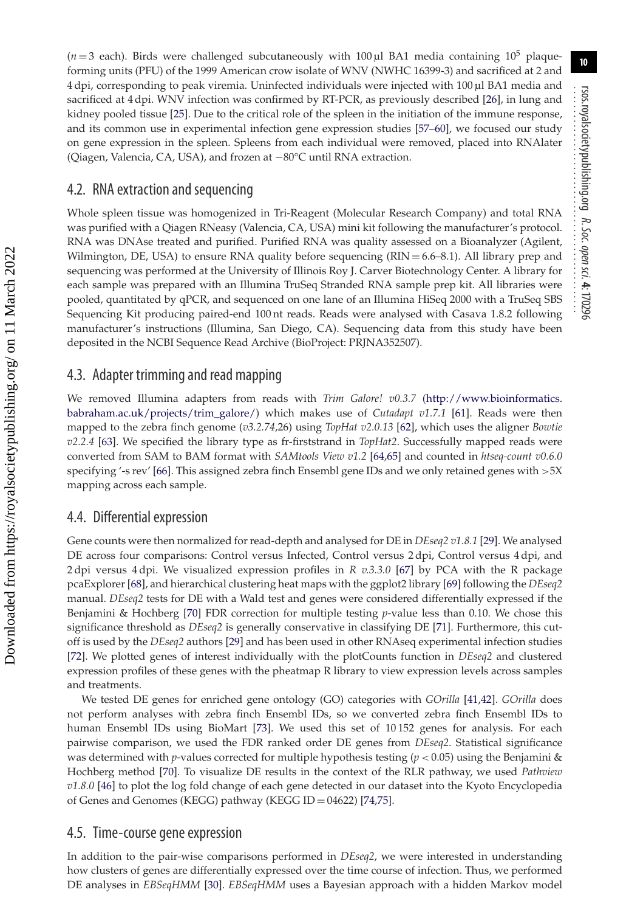($n = 3$ each). Birds were challenged subcutaneously with 100 µl BA1 media containing $10^5$ plaque-forming units (PFU) of the 1999 American crow isolate of WNV (NWHC 16399-3) and sacrificed at 2 and 4 dpi, corresponding to peak viremia. Uninfected individuals were injected with 100 µl BA1 media and sacrificed at 4 dpi. WNV infection was confirmed by RT-PCR, as previously described [26], in lung and kidney pooled tissue [25]. Due to the critical role of the spleen in the initiation of the immune response, and its common use in experimental infection gene expression studies [57–60], we focused our study on gene expression in the spleen. Spleens from each individual were removed, placed into RNAlater (Qiagen, Valencia, CA, USA), and frozen at −80°C until RNA extraction.

## 4.2. RNA extraction and sequencing

Whole spleen tissue was homogenized in Tri-Reagent (Molecular Research Company) and total RNA was purified with a Qiagen RNeasy (Valencia, CA, USA) mini kit following the manufacturer's protocol. RNA was DNAse treated and purified. Purified RNA was quality assessed on a Bioanalyzer (Agilent, Wilmington, DE, USA) to ensure RNA quality before sequencing (RIN = 6.6–8.1). All library prep and sequencing was performed at the University of Illinois Roy J. Carver Biotechnology Center. A library for each sample was prepared with an Illumina TruSeq Stranded RNA sample prep kit. All libraries were pooled, quantitated by qPCR, and sequenced on one lane of an Illumina HiSeq 2000 with a TruSeq SBS Sequencing Kit producing paired-end 100 nt reads. Reads were analysed with Casava 1.8.2 following manufacturer's instructions (Illumina, San Diego, CA). Sequencing data from this study have been deposited in the NCBI Sequence Read Archive (BioProject: PRJNA352507).

## 4.3. Adapter trimming and read mapping

We removed Illumina adapters from reads with *Trim Galore! v0.3.7* (http://www.bioinformatics.babraham.ac.uk/projects/trim_galore/) which makes use of *Cutadapt v1.7.1* [61]. Reads were then mapped to the zebra finch genome (*v3.2.74*,26) using *TopHat v2.0.13* [62], which uses the aligner *Bowtie v2.2.4* [63]. We specified the library type as fr-firststrand in *TopHat2*. Successfully mapped reads were converted from SAM to BAM format with *SAMtools View v1.2* [64,65] and counted in *htseq-count v0.6.0* specifying '-s rev' [66]. This assigned zebra finch Ensembl gene IDs and we only retained genes with >5X mapping across each sample.

## 4.4. Differential expression

Gene counts were then normalized for read-depth and analysed for DE in *DEseq2 v1.8.1* [29]. We analysed DE across four comparisons: Control versus Infected, Control versus 2 dpi, Control versus 4 dpi, and 2 dpi versus 4 dpi. We visualized expression profiles in *R v.3.3.0* [67] by PCA with the R package pcaExplorer [68], and hierarchical clustering heat maps with the ggplot2 library [69] following the *DEseq2* manual. *DEseq2* tests for DE with a Wald test and genes were considered differentially expressed if the Benjamini & Hochberg [70] FDR correction for multiple testing *p*-value less than 0.10. We chose this significance threshold as *DEseq2* is generally conservative in classifying DE [71]. Furthermore, this cut-off is used by the *DEseq2* authors [29] and has been used in other RNAseq experimental infection studies [72]. We plotted genes of interest individually with the plotCounts function in *DEseq2* and clustered expression profiles of these genes with the pheatmap R library to view expression levels across samples and treatments.

We tested DE genes for enriched gene ontology (GO) categories with *GOrilla* [41,42]. *GOrilla* does not perform analyses with zebra finch Ensembl IDs, so we converted zebra finch Ensembl IDs to human Ensembl IDs using BioMart [73]. We used this set of 10 152 genes for analysis. For each pairwise comparison, we used the FDR ranked order DE genes from *DEseq2*. Statistical significance was determined with *p*-values corrected for multiple hypothesis testing ($p < 0.05$) using the Benjamini & Hochberg method [70]. To visualize DE results in the context of the RLR pathway, we used *Pathview v1.8.0* [46] to plot the log fold change of each gene detected in our dataset into the Kyoto Encyclopedia of Genes and Genomes (KEGG) pathway (KEGG ID = 04622) [74,75].

## 4.5. Time-course gene expression

In addition to the pair-wise comparisons performed in *DEseq2*, we were interested in understanding how clusters of genes are differentially expressed over the time course of infection. Thus, we performed DE analyses in *EBSeqHMM* [30]. *EBSeqHMM* uses a Bayesian approach with a hidden Markov model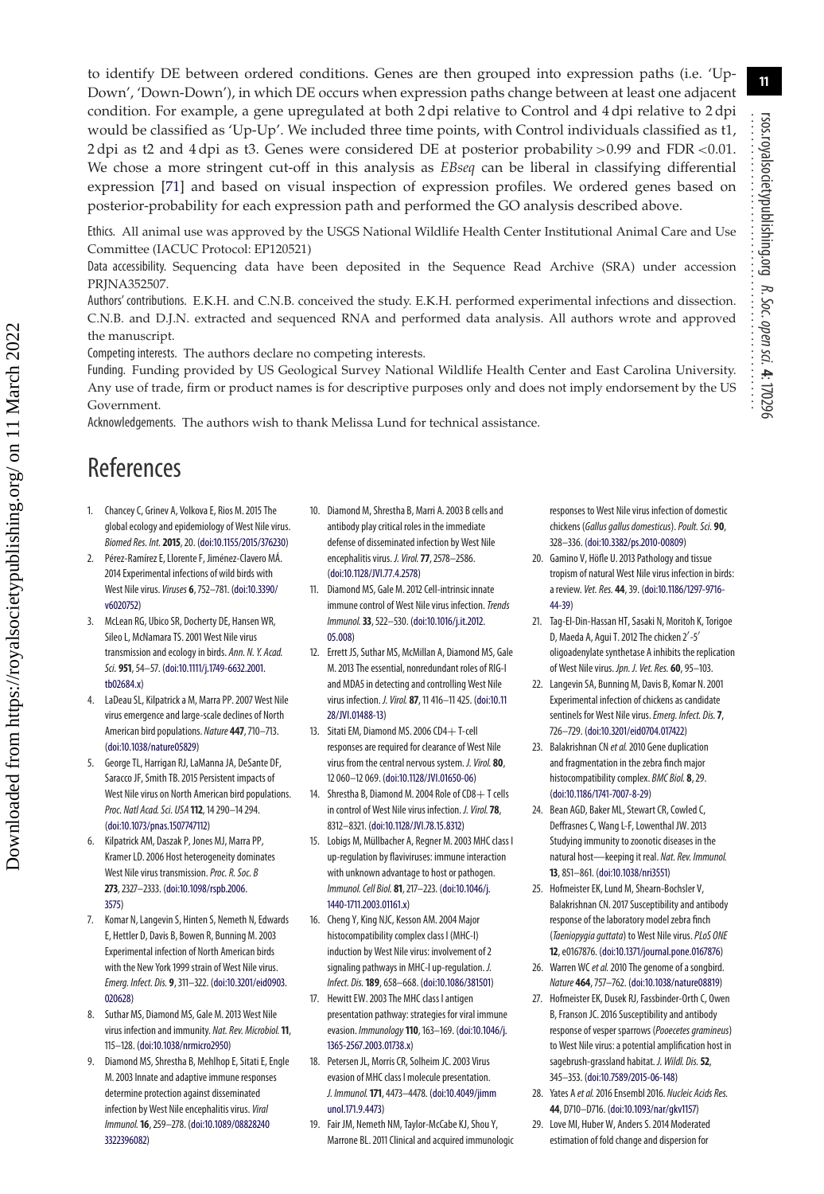to identify DE between ordered conditions. Genes are then grouped into expression paths (i.e. 'Up-Down', 'Down-Down'), in which DE occurs when expression paths change between at least one adjacent condition. For example, a gene upregulated at both 2 dpi relative to Control and 4 dpi relative to 2 dpi would be classified as 'Up-Up'. We included three time points, with Control individuals classified as t1, 2 dpi as t2 and 4 dpi as t3. Genes were considered DE at posterior probability >0.99 and FDR <0.01. We chose a more stringent cut-off in this analysis as *EBseq* can be liberal in classifying differential expression [71] and based on visual inspection of expression profiles. We ordered genes based on posterior-probability for each expression path and performed the GO analysis described above.

Ethics. All animal use was approved by the USGS National Wildlife Health Center Institutional Animal Care and Use Committee (IACUC Protocol: EP120521)

Data accessibility. Sequencing data have been deposited in the Sequence Read Archive (SRA) under accession PRJNA352507.

Authors' contributions. E.K.H. and C.N.B. conceived the study. E.K.H. performed experimental infections and dissection. C.N.B. and D.J.N. extracted and sequenced RNA and performed data analysis. All authors wrote and approved the manuscript.

Competing interests. The authors declare no competing interests.

Funding. Funding provided by US Geological Survey National Wildlife Health Center and East Carolina University. Any use of trade, firm or product names is for descriptive purposes only and does not imply endorsement by the US Government.

Acknowledgements. The authors wish to thank Melissa Lund for technical assistance.

# References

1. Chancey C, Grinev A, Volkova E, Rios M. 2015 The global ecology and epidemiology of West Nile virus. *Biomed Res. Int.* **2015**, 20. (doi:10.1155/2015/376230)
2. Pérez-Ramírez E, Llorente F, Jiménez-Clavero MÁ. 2014 Experimental infections of wild birds with West Nile virus. *Viruses* **6**, 752–781. (doi:10.3390/v6020752)
3. McLean RG, Ubico SR, Docherty DE, Hansen WR, Sileo L, McNamara TS. 2001 West Nile virus transmission and ecology in birds. *Ann. N. Y. Acad. Sci.* **951**, 54–57. (doi:10.1111/j.1749-6632.2001.tb02684.x)
4. LaDeau SL, Kilpatrick a M, Marra PP. 2007 West Nile virus emergence and large-scale declines of North American bird populations. *Nature* **447**, 710–713. (doi:10.1038/nature05829)
5. George TL, Harrigan RJ, LaManna JA, DeSante DF, Saracco JF, Smith TB. 2015 Persistent impacts of West Nile virus on North American bird populations. *Proc. Natl Acad. Sci. USA* **112**, 14 290–14 294. (doi:10.1073/pnas.1507747112)
6. Kilpatrick AM, Daszak P, Jones MJ, Marra PP, Kramer LD. 2006 Host heterogeneity dominates West Nile virus transmission. *Proc. R. Soc. B* **273**, 2327–2333. (doi:10.1098/rspb.2006.3575)
7. Komar N, Langevin S, Hinten S, Nemeth N, Edwards E, Hettler D, Davis B, Bowen R, Bunning M. 2003 Experimental infection of North American birds with the New York 1999 strain of West Nile virus. *Emerg. Infect. Dis.* **9**, 311–322. (doi:10.3201/eid0903.020628)
8. Suthar MS, Diamond MS, Gale M. 2013 West Nile virus infection and immunity. *Nat. Rev. Microbiol.* **11**, 115–128. (doi:10.1038/nrmicro2950)
9. Diamond MS, Shrestha B, Mehlhop E, Sitati E, Engle M. 2003 Innate and adaptive immune responses determine protection against disseminated infection by West Nile encephalitis virus. *Viral Immunol.* **16**, 259–278. (doi:10.1089/088282403322396082)
10. Diamond M, Shrestha B, Marri A. 2003 B cells and antibody play critical roles in the immediate defense of disseminated infection by West Nile encephalitis virus. *J. Virol.* **77**, 2578–2586. (doi:10.1128/JVI.77.4.2578)
11. Diamond MS, Gale M. 2012 Cell-intrinsic innate immune control of West Nile virus infection. *Trends Immunol.* **33**, 522–530. (doi:10.1016/j.it.2012.05.008)
12. Errett JS, Suthar MS, McMillan A, Diamond MS, Gale M. 2013 The essential, nonredundant roles of RIG-I and MDA5 in detecting and controlling West Nile virus infection. *J. Virol.* **87**, 11 416–11 425. (doi:10.1128/JVI.01488-13)
13. Sitati EM, Diamond MS. 2006 CD4+ T-cell responses are required for clearance of West Nile virus from the central nervous system. *J. Virol.* **80**, 12 060–12 069. (doi:10.1128/JVI.01650-06)
14. Shrestha B, Diamond M. 2004 Role of CD8+ T cells in control of West Nile virus infection. *J. Virol.* **78**, 8312–8321. (doi:10.1128/JVI.78.15.8312)
15. Lobigs M, Müllbacher A, Regner M. 2003 MHC class I up-regulation by flaviviruses: immune interaction with unknown advantage to host or pathogen. *Immunol. Cell Biol.* **81**, 217–223. (doi:10.1046/j.1440-1711.2003.01161.x)
16. Cheng Y, King NJC, Kesson AM. 2004 Major histocompatibility complex class I (MHC-I) induction by West Nile virus: involvement of 2 signaling pathways in MHC-I up-regulation. *J. Infect. Dis.* **189**, 658–668. (doi:10.1086/381501)
17. Hewitt EW. 2003 The MHC class I antigen presentation pathway: strategies for viral immune evasion. *Immunology* **110**, 163–169. (doi:10.1046/j.1365-2567.2003.01738.x)
18. Petersen JL, Morris CR, Solheim JC. 2003 Virus evasion of MHC class I molecule presentation. *J. Immunol.* **171**, 4473–4478. (doi:10.4049/jimmunol.171.9.4473)
19. Fair JM, Nemeth NM, Taylor-McCabe KJ, Shou Y, Marrone BL. 2011 Clinical and acquired immunologic responses to West Nile virus infection of domestic chickens (*Gallus gallus domesticus*). *Poult. Sci.* **90**, 328–336. (doi:10.3382/ps.2010-00809)
20. Gamino V, Höfle U. 2013 Pathology and tissue tropism of natural West Nile virus infection in birds: a review. *Vet. Res.* **44**, 39. (doi:10.1186/1297-9716-44-39)
21. Tag-El-Din-Hassan HT, Sasaki N, Moritoh K, Torigoe D, Maeda A, Agui T. 2012 The chicken 2′-5′ oligoadenylate synthetase A inhibits the replication of West Nile virus. *Jpn. J. Vet. Res.* **60**, 95–103.
22. Langevin SA, Bunning M, Davis B, Komar N. 2001 Experimental infection of chickens as candidate sentinels for West Nile virus. *Emerg. Infect. Dis.* **7**, 726–729. (doi:10.3201/eid0704.017422)
23. Balakrishnan CN *et al.* 2010 Gene duplication and fragmentation in the zebra finch major histocompatibility complex. *BMC Biol.* **8**, 29. (doi:10.1186/1741-7007-8-29)
24. Bean AGD, Baker ML, Stewart CR, Cowled C, Deffrasnes C, Wang L-F, Lowenthal JW. 2013 Studying immunity to zoonotic diseases in the natural host—keeping it real. *Nat. Rev. Immunol.* **13**, 851–861. (doi:10.1038/nri3551)
25. Hofmeister EK, Lund M, Shearn-Bochsler V, Balakrishnan CN. 2017 Susceptibility and antibody response of the laboratory model zebra finch (*Taeniopygia guttata*) to West Nile virus. *PLoS ONE* **12**, e0167876. (doi:10.1371/journal.pone.0167876)
26. Warren WC *et al.* 2010 The genome of a songbird. *Nature* **464**, 757–762. (doi:10.1038/nature08819)
27. Hofmeister EK, Dusek RJ, Fassbinder-Orth C, Owen B, Franson JC. 2016 Susceptibility and antibody response of vesper sparrows (*Pooecetes gramineus*) to West Nile virus: a potential amplification host in sagebrush-grassland habitat. *J. Wildl. Dis.* **52**, 345–353. (doi:10.7589/2015-06-148)
28. Yates A *et al.* 2016 Ensembl 2016. *Nucleic Acids Res.* **44**, D710–D716. (doi:10.1093/nar/gkv1157)
29. Love MI, Huber W, Anders S. 2014 Moderated estimation of fold change and dispersion for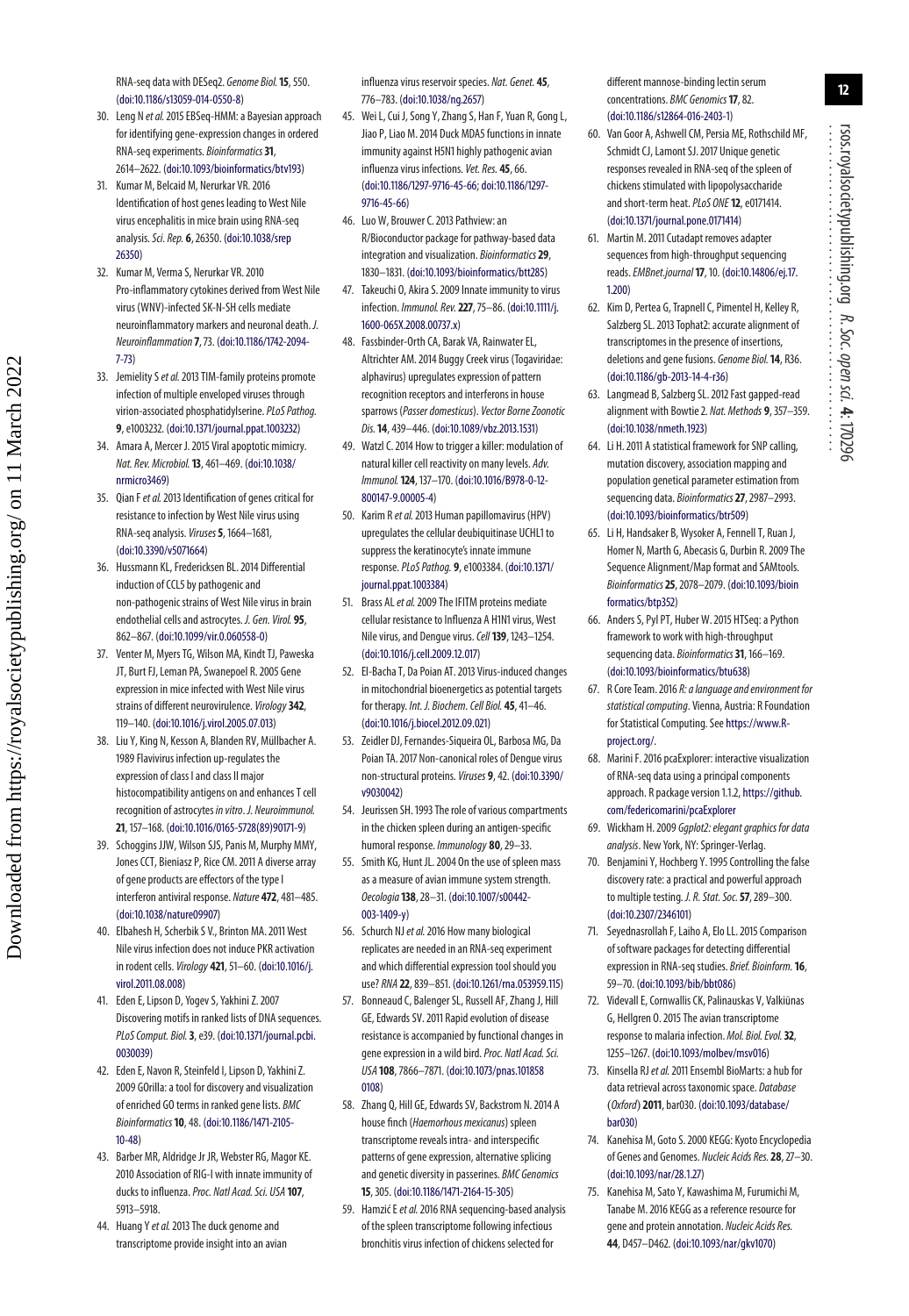RNA-seq data with DESeq2. *Genome Biol.* **15**, 550. (doi:10.1186/s13059-014-0550-8)

30. Leng N *et al.* 2015 EBSeq-HMM: a Bayesian approach for identifying gene-expression changes in ordered RNA-seq experiments. *Bioinformatics* **31**, 2614–2622. (doi:10.1093/bioinformatics/btv193)
31. Kumar M, Belcaid M, Nerurkar VR. 2016 Identification of host genes leading to West Nile virus encephalitis in mice brain using RNA-seq analysis. *Sci. Rep.* **6**, 26350. (doi:10.1038/srep26350)
32. Kumar M, Verma S, Nerurkar VR. 2010 Pro-inflammatory cytokines derived from West Nile virus (WNV)-infected SK-N-SH cells mediate neuroinflammatory markers and neuronal death. *J. Neuroinflammation* **7**, 73. (doi:10.1186/1742-2094-7-73)
33. Jemielity S *et al.* 2013 TIM-family proteins promote infection of multiple enveloped viruses through virion-associated phosphatidylserine. *PLoS Pathog.* **9**, e1003232. (doi:10.1371/journal.ppat.1003232)
34. Amara A, Mercer J. 2015 Viral apoptotic mimicry. *Nat. Rev. Microbiol.* **13**, 461–469. (doi:10.1038/nrmicro3469)
35. Qian F *et al.* 2013 Identification of genes critical for resistance to infection by West Nile virus using RNA-seq analysis. *Viruses* **5**, 1664–1681. (doi:10.3390/v5071664)
36. Hussmann KL, Fredericksen BL. 2014 Differential induction of CCL5 by pathogenic and non-pathogenic strains of West Nile virus in brain endothelial cells and astrocytes. *J. Gen. Virol.* **95**, 862–867. (doi:10.1099/vir.0.060558-0)
37. Venter M, Myers TG, Wilson MA, Kindt TJ, Paweska JT, Burt FJ, Leman PA, Swanepoel R. 2005 Gene expression in mice infected with West Nile virus strains of different neurovirulence. *Virology* **342**, 119–140. (doi:10.1016/j.virol.2005.07.013)
38. Liu Y, King N, Kesson A, Blanden RV, Müllbacher A. 1989 Flavivirus infection up-regulates the expression of class I and class II major histocompatibility antigens on and enhances T cell recognition of astrocytes *in vitro*. *J. Neuroimmunol.* **21**, 157–168. (doi:10.1016/0165-5728(89)90171-9)
39. Schoggins JJW, Wilson SJS, Panis M, Murphy MMY, Jones CCT, Bieniasz P, Rice CM. 2011 A diverse array of gene products are effectors of the type I interferon antiviral response. *Nature* **472**, 481–485. (doi:10.1038/nature09907)
40. Elbahesh H, Scherbik S V., Brinton MA. 2011 West Nile virus infection does not induce PKR activation in rodent cells. *Virology* **421**, 51–60. (doi:10.1016/j.virol.2011.08.008)
41. Eden E, Lipson D, Yogev S, Yakhini Z. 2007 Discovering motifs in ranked lists of DNA sequences. *PLoS Comput. Biol.* **3**, e39. (doi:10.1371/journal.pcbi.0030039)
42. Eden E, Navon R, Steinfeld I, Lipson D, Yakhini Z. 2009 GOrilla: a tool for discovery and visualization of enriched GO terms in ranked gene lists. *BMC Bioinformatics* **10**, 48. (doi:10.1186/1471-2105-10-48)
43. Barber MR, Aldridge Jr JR, Webster RG, Magor KE. 2010 Association of RIG-I with innate immunity of ducks to influenza. *Proc. Natl Acad. Sci. USA* **107**, 5913–5918.
44. Huang Y *et al.* 2013 The duck genome and transcriptome provide insight into an avian influenza virus reservoir species. *Nat. Genet.* **45**, 776–783. (doi:10.1038/ng.2657)
45. Wei L, Cui J, Song Y, Zhang S, Han F, Yuan R, Gong L, Jiao P, Liao M. 2014 Duck MDA5 functions in innate immunity against H5N1 highly pathogenic avian influenza virus infections. *Vet. Res.* **45**, 66. (doi:10.1186/1297-9716-45-66; doi:10.1186/1297-9716-45-66)
46. Luo W, Brouwer C. 2013 Pathview: an R/Bioconductor package for pathway-based data integration and visualization. *Bioinformatics* **29**, 1830–1831. (doi:10.1093/bioinformatics/btt285)
47. Takeuchi O, Akira S. 2009 Innate immunity to virus infection. *Immunol. Rev.* **227**, 75–86. (doi:10.1111/j.1600-065X.2008.00737.x)
48. Fassbinder-Orth CA, Barak VA, Rainwater EL, Altrichter AM. 2014 Buggy Creek virus (Togaviridae: alphavirus) upregulates expression of pattern recognition receptors and interferons in house sparrows (*Passer domesticus*). *Vector Borne Zoonotic Dis.* **14**, 439–446. (doi:10.1089/vbz.2013.1531)
49. Watzl C. 2014 How to trigger a killer: modulation of natural killer cell reactivity on many levels. *Adv. Immunol.* **124**, 137–170. (doi:10.1016/B978-0-12-800147-9.00005-4)
50. Karim R *et al.* 2013 Human papillomavirus (HPV) upregulates the cellular deubiquitinase UCHL1 to suppress the keratinocyte's innate immune response. *PLoS Pathog.* **9**, e1003384. (doi:10.1371/journal.ppat.1003384)
51. Brass AL *et al.* 2009 The IFITM proteins mediate cellular resistance to Influenza A H1N1 virus, West Nile virus, and Dengue virus. *Cell* **139**, 1243–1254. (doi:10.1016/j.cell.2009.12.017)
52. El-Bacha T, Da Poian AT. 2013 Virus-induced changes in mitochondrial bioenergetics as potential targets for therapy. *Int. J. Biochem. Cell Biol.* **45**, 41–46. (doi:10.1016/j.biocel.2012.09.021)
53. Zeidler DJ, Fernandes-Siqueira OL, Barbosa MG, Da Poian TA. 2017 Non-canonical roles of Dengue virus non-structural proteins. *Viruses* **9**, 42. (doi:10.3390/v9030042)
54. Jeurissen SH. 1993 The role of various compartments in the chicken spleen during an antigen-specific humoral response. *Immunology* **80**, 29–33.
55. Smith KG, Hunt JL. 2004 On the use of spleen mass as a measure of avian immune system strength. *Oecologia* **138**, 28–31. (doi:10.1007/s00442-003-1409-y)
56. Schurch NJ *et al.* 2016 How many biological replicates are needed in an RNA-seq experiment and which differential expression tool should you use? *RNA* **22**, 839–851. (doi:10.1261/rna.053959.115)
57. Bonneaud C, Balenger SL, Russell AF, Zhang J, Hill GE, Edwards SV. 2011 Rapid evolution of disease resistance is accompanied by functional changes in gene expression in a wild bird. *Proc. Natl Acad. Sci. USA* **108**, 7866–7871. (doi:10.1073/pnas.1018580108)
58. Zhang Q, Hill GE, Edwards SV, Backstrom N. 2014 A house finch (*Haemorhous mexicanus*) spleen transcriptome reveals intra- and interspecific patterns of gene expression, alternative splicing and genetic diversity in passerines. *BMC Genomics* **15**, 305. (doi:10.1186/1471-2164-15-305)
59. Hamzić E *et al.* 2016 RNA sequencing-based analysis of the spleen transcriptome following infectious bronchitis virus infection of chickens selected for different mannose-binding lectin serum concentrations. *BMC Genomics* **17**, 82. (doi:10.1186/s12864-016-2403-1)
60. Van Goor A, Ashwell CM, Persia ME, Rothschild MF, Schmidt CJ, Lamont SJ. 2017 Unique genetic responses revealed in RNA-seq of the spleen of chickens stimulated with lipopolysaccharide and short-term heat. *PLoS ONE* **12**, e0171414. (doi:10.1371/journal.pone.0171414)
61. Martin M. 2011 Cutadapt removes adapter sequences from high-throughput sequencing reads. *EMBnet.journal* **17**, 10. (doi:10.14806/ej.17.1.200)
62. Kim D, Pertea G, Trapnell C, Pimentel H, Kelley R, Salzberg SL. 2013 Tophat2: accurate alignment of transcriptomes in the presence of insertions, deletions and gene fusions. *Genome Biol.* **14**, R36. (doi:10.1186/gb-2013-14-4-r36)
63. Langmead B, Salzberg SL. 2012 Fast gapped-read alignment with Bowtie 2. *Nat. Methods* **9**, 357–359. (doi:10.1038/nmeth.1923)
64. Li H. 2011 A statistical framework for SNP calling, mutation discovery, association mapping and population genetical parameter estimation from sequencing data. *Bioinformatics* **27**, 2987–2993. (doi:10.1093/bioinformatics/btr509)
65. Li H, Handsaker B, Wysoker A, Fennell T, Ruan J, Homer N, Marth G, Abecasis G, Durbin R. 2009 The Sequence Alignment/Map format and SAMtools. *Bioinformatics* **25**, 2078–2079. (doi:10.1093/bioinformatics/btp352)
66. Anders S, Pyl PT, Huber W. 2015 HTSeq: a Python framework to work with high-throughput sequencing data. *Bioinformatics* **31**, 166–169. (doi:10.1093/bioinformatics/btu638)
67. R Core Team. 2016 *R: a language and environment for statistical computing*. Vienna, Austria: R Foundation for Statistical Computing. See https://www.R-project.org/.
68. Marini F. 2016 pcaExplorer: interactive visualization of RNA-seq data using a principal components approach. R package version 1.1.2, https://github.com/federicomarini/pcaExplorer
69. Wickham H. 2009 *Ggplot2: elegant graphics for data analysis*. New York, NY: Springer-Verlag.
70. Benjamini Y, Hochberg Y. 1995 Controlling the false discovery rate: a practical and powerful approach to multiple testing. *J. R. Stat. Soc.* **57**, 289–300. (doi:10.2307/2346101)
71. Seyednasrollah F, Laiho A, Elo LL. 2015 Comparison of software packages for detecting differential expression in RNA-seq studies. *Brief. Bioinform.* **16**, 59–70. (doi:10.1093/bib/bbt086)
72. Videvall E, Cornwallis CK, Palinauskas V, Valkiūnas G, Hellgren O. 2015 The avian transcriptome response to malaria infection. *Mol. Biol. Evol.* **32**, 1255–1267. (doi:10.1093/molbev/msv016)
73. Kinsella RJ *et al.* 2011 Ensembl BioMarts: a hub for data retrieval across taxonomic space. *Database* (*Oxford*) **2011**, bar030. (doi:10.1093/database/bar030)
74. Kanehisa M, Goto S. 2000 KEGG: Kyoto Encyclopedia of Genes and Genomes. *Nucleic Acids Res.* **28**, 27–30. (doi:10.1093/nar/28.1.27)
75. Kanehisa M, Sato Y, Kawashima M, Furumichi M, Tanabe M. 2016 KEGG as a reference resource for gene and protein annotation. *Nucleic Acids Res.* **44**, D457–D462. (doi:10.1093/nar/gkv1070)